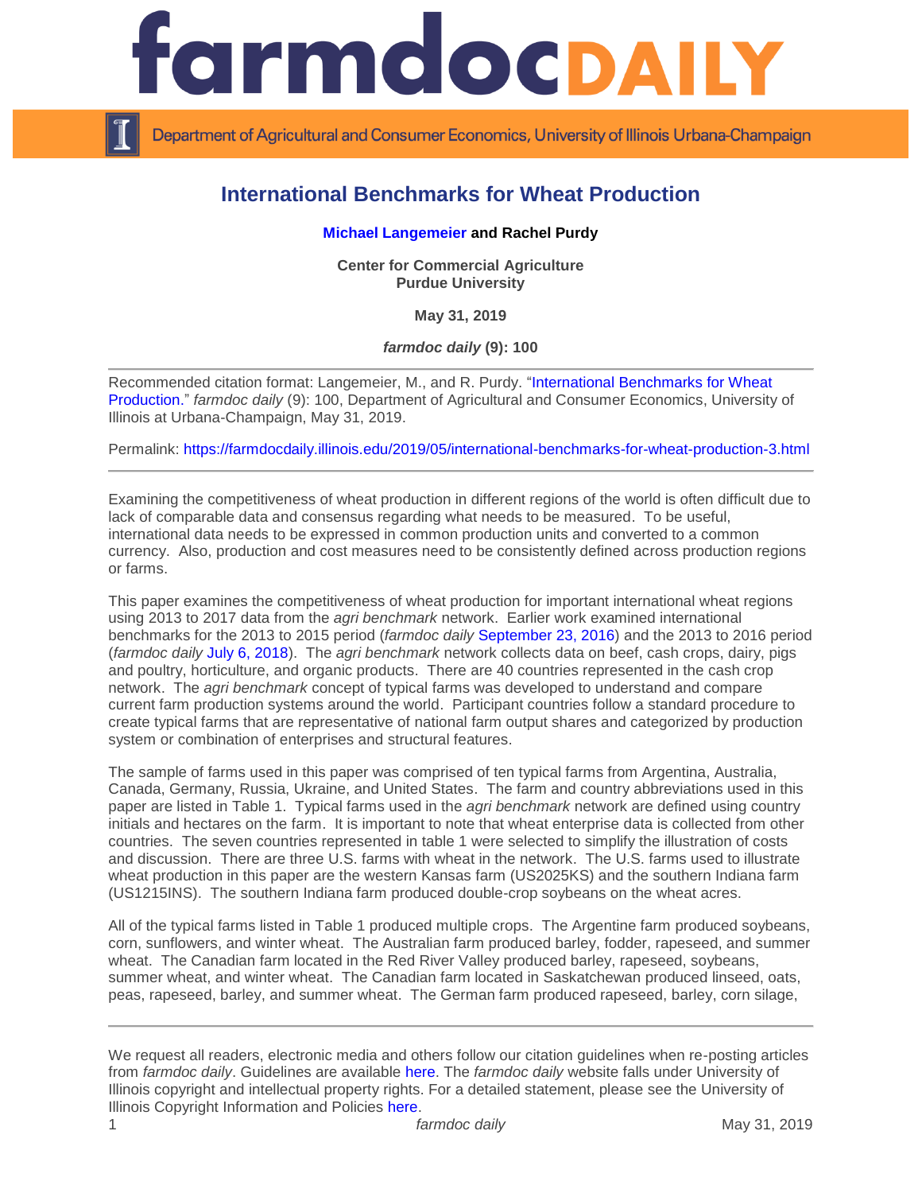# International Benchmarks for Wheat Production

**Michael Langemeier and Rachel Purdy**

**Center for Commercial Agriculture**
**Purdue University**

**May 31, 2019**

***farmdoc daily* (9): 100**

---

Recommended citation format: Langemeier, M., and R. Purdy. "International Benchmarks for Wheat Production." *farmdoc daily* (9): 100, Department of Agricultural and Consumer Economics, University of Illinois at Urbana-Champaign, May 31, 2019.

Permalink: https://farmdocdaily.illinois.edu/2019/05/international-benchmarks-for-wheat-production-3.html

---

Examining the competitiveness of wheat production in different regions of the world is often difficult due to lack of comparable data and consensus regarding what needs to be measured. To be useful, international data needs to be expressed in common production units and converted to a common currency. Also, production and cost measures need to be consistently defined across production regions or farms.

This paper examines the competitiveness of wheat production for important international wheat regions using 2013 to 2017 data from the *agri benchmark* network. Earlier work examined international benchmarks for the 2013 to 2015 period (*farmdoc daily* September 23, 2016) and the 2013 to 2016 period (*farmdoc daily* July 6, 2018). The *agri benchmark* network collects data on beef, cash crops, dairy, pigs and poultry, horticulture, and organic products. There are 40 countries represented in the cash crop network. The *agri benchmark* concept of typical farms was developed to understand and compare current farm production systems around the world. Participant countries follow a standard procedure to create typical farms that are representative of national farm output shares and categorized by production system or combination of enterprises and structural features.

The sample of farms used in this paper was comprised of ten typical farms from Argentina, Australia, Canada, Germany, Russia, Ukraine, and United States. The farm and country abbreviations used in this paper are listed in Table 1. Typical farms used in the *agri benchmark* network are defined using country initials and hectares on the farm. It is important to note that wheat enterprise data is collected from other countries. The seven countries represented in table 1 were selected to simplify the illustration of costs and discussion. There are three U.S. farms with wheat in the network. The U.S. farms used to illustrate wheat production in this paper are the western Kansas farm (US2025KS) and the southern Indiana farm (US1215INS). The southern Indiana farm produced double-crop soybeans on the wheat acres.

All of the typical farms listed in Table 1 produced multiple crops. The Argentine farm produced soybeans, corn, sunflowers, and winter wheat. The Australian farm produced barley, fodder, rapeseed, and summer wheat. The Canadian farm located in the Red River Valley produced barley, rapeseed, soybeans, summer wheat, and winter wheat. The Canadian farm located in Saskatchewan produced linseed, oats, peas, rapeseed, barley, and summer wheat. The German farm produced rapeseed, barley, corn silage,

---

We request all readers, electronic media and others follow our citation guidelines when re-posting articles from *farmdoc daily*. Guidelines are available here. The *farmdoc daily* website falls under University of Illinois copyright and intellectual property rights. For a detailed statement, please see the University of Illinois Copyright Information and Policies here.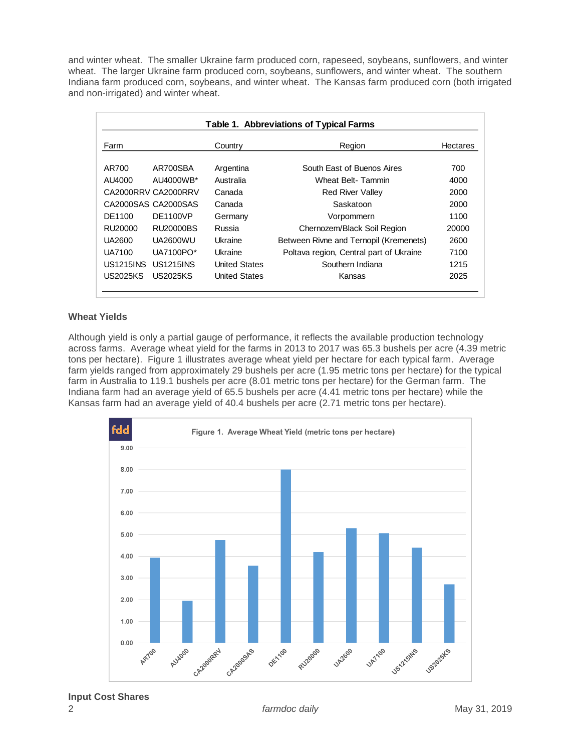and winter wheat. The smaller Ukraine farm produced corn, rapeseed, soybeans, sunflowers, and winter wheat. The larger Ukraine farm produced corn, soybeans, sunflowers, and winter wheat. The southern Indiana farm produced corn, soybeans, and winter wheat. The Kansas farm produced corn (both irrigated and non-irrigated) and winter wheat.

**Table 1. Abbreviations of Typical Farms**

| Farm | | Country | Region | Hectares |
|---|---|---|---|---|
| AR700 | AR700SBA | Argentina | South East of Buenos Aires | 700 |
| AU4000 | AU4000WB* | Australia | Wheat Belt- Tammin | 4000 |
| CA2000RRV | CA2000RRV | Canada | Red River Valley | 2000 |
| CA2000SAS | CA2000SAS | Canada | Saskatoon | 2000 |
| DE1100 | DE1100VP | Germany | Vorpommern | 1100 |
| RU20000 | RU20000BS | Russia | Chernozem/Black Soil Region | 20000 |
| UA2600 | UA2600WU | Ukraine | Between Rivne and Ternopil (Kremenets) | 2600 |
| UA7100 | UA7100PO* | Ukraine | Poltava region, Central part of Ukraine | 7100 |
| US1215INS | US1215INS | United States | Southern Indiana | 1215 |
| US2025KS | US2025KS | United States | Kansas | 2025 |

## Wheat Yields

Although yield is only a partial gauge of performance, it reflects the available production technology across farms. Average wheat yield for the farms in 2013 to 2017 was 65.3 bushels per acre (4.39 metric tons per hectare). Figure 1 illustrates average wheat yield per hectare for each typical farm. Average farm yields ranged from approximately 29 bushels per acre (1.95 metric tons per hectare) for the typical farm in Australia to 119.1 bushels per acre (8.01 metric tons per hectare) for the German farm. The Indiana farm had an average yield of 65.5 bushels per acre (4.41 metric tons per hectare) while the Kansas farm had an average yield of 40.4 bushels per acre (2.71 metric tons per hectare).

Figure 1. Average Wheat Yield (metric tons per hectare)

## Input Cost Shares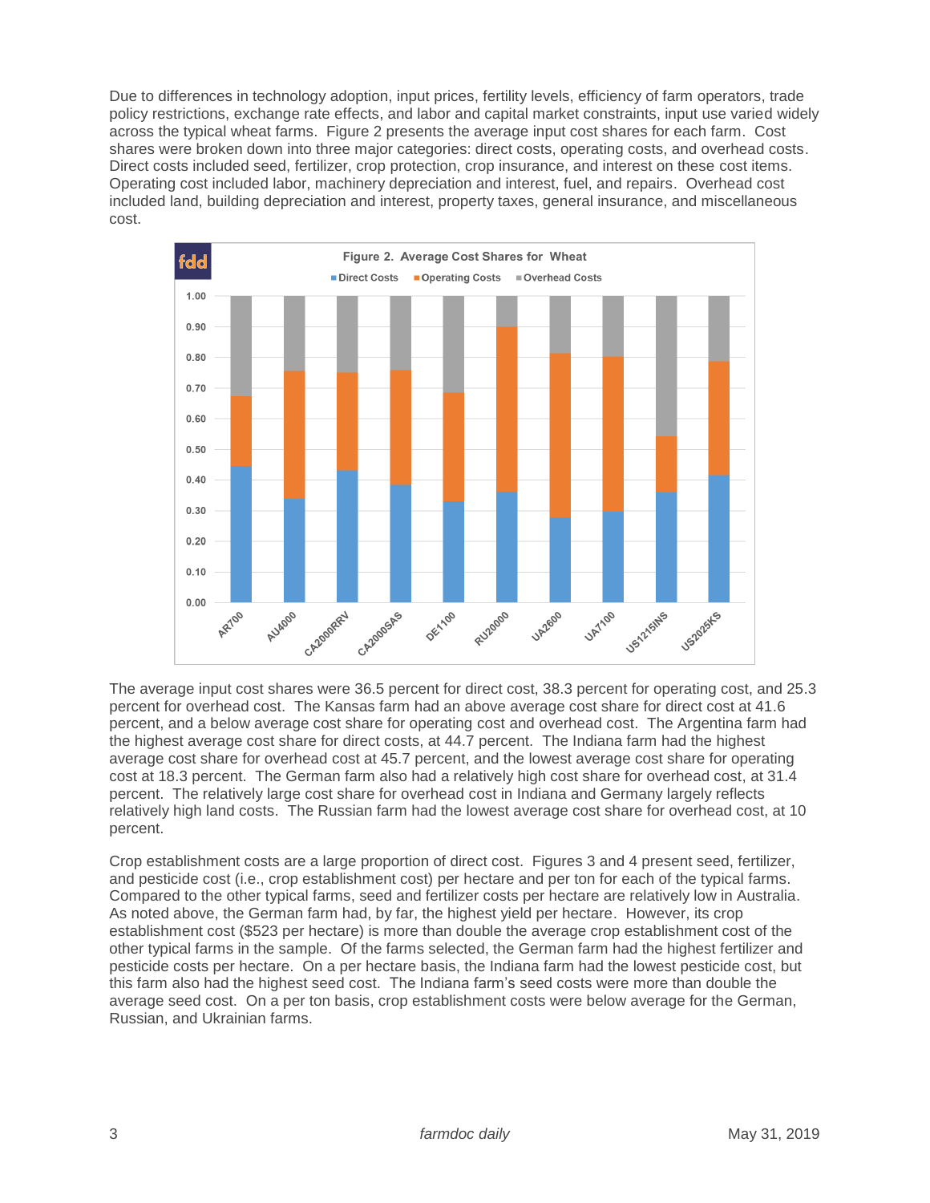Due to differences in technology adoption, input prices, fertility levels, efficiency of farm operators, trade policy restrictions, exchange rate effects, and labor and capital market constraints, input use varied widely across the typical wheat farms. Figure 2 presents the average input cost shares for each farm. Cost shares were broken down into three major categories: direct costs, operating costs, and overhead costs. Direct costs included seed, fertilizer, crop protection, crop insurance, and interest on these cost items. Operating cost included labor, machinery depreciation and interest, fuel, and repairs. Overhead cost included land, building depreciation and interest, property taxes, general insurance, and miscellaneous cost.

Figure 2. Average Cost Shares for Wheat

The average input cost shares were 36.5 percent for direct cost, 38.3 percent for operating cost, and 25.3 percent for overhead cost. The Kansas farm had an above average cost share for direct cost at 41.6 percent, and a below average cost share for operating cost and overhead cost. The Argentina farm had the highest average cost share for direct costs, at 44.7 percent. The Indiana farm had the highest average cost share for overhead cost at 45.7 percent, and the lowest average cost share for operating cost at 18.3 percent. The German farm also had a relatively high cost share for overhead cost, at 31.4 percent. The relatively large cost share for overhead cost in Indiana and Germany largely reflects relatively high land costs. The Russian farm had the lowest average cost share for overhead cost, at 10 percent.

Crop establishment costs are a large proportion of direct cost. Figures 3 and 4 present seed, fertilizer, and pesticide cost (i.e., crop establishment cost) per hectare and per ton for each of the typical farms. Compared to the other typical farms, seed and fertilizer costs per hectare are relatively low in Australia. As noted above, the German farm had, by far, the highest yield per hectare. However, its crop establishment cost ($523 per hectare) is more than double the average crop establishment cost of the other typical farms in the sample. Of the farms selected, the German farm had the highest fertilizer and pesticide costs per hectare. On a per hectare basis, the Indiana farm had the lowest pesticide cost, but this farm also had the highest seed cost. The Indiana farm's seed costs were more than double the average seed cost. On a per ton basis, crop establishment costs were below average for the German, Russian, and Ukrainian farms.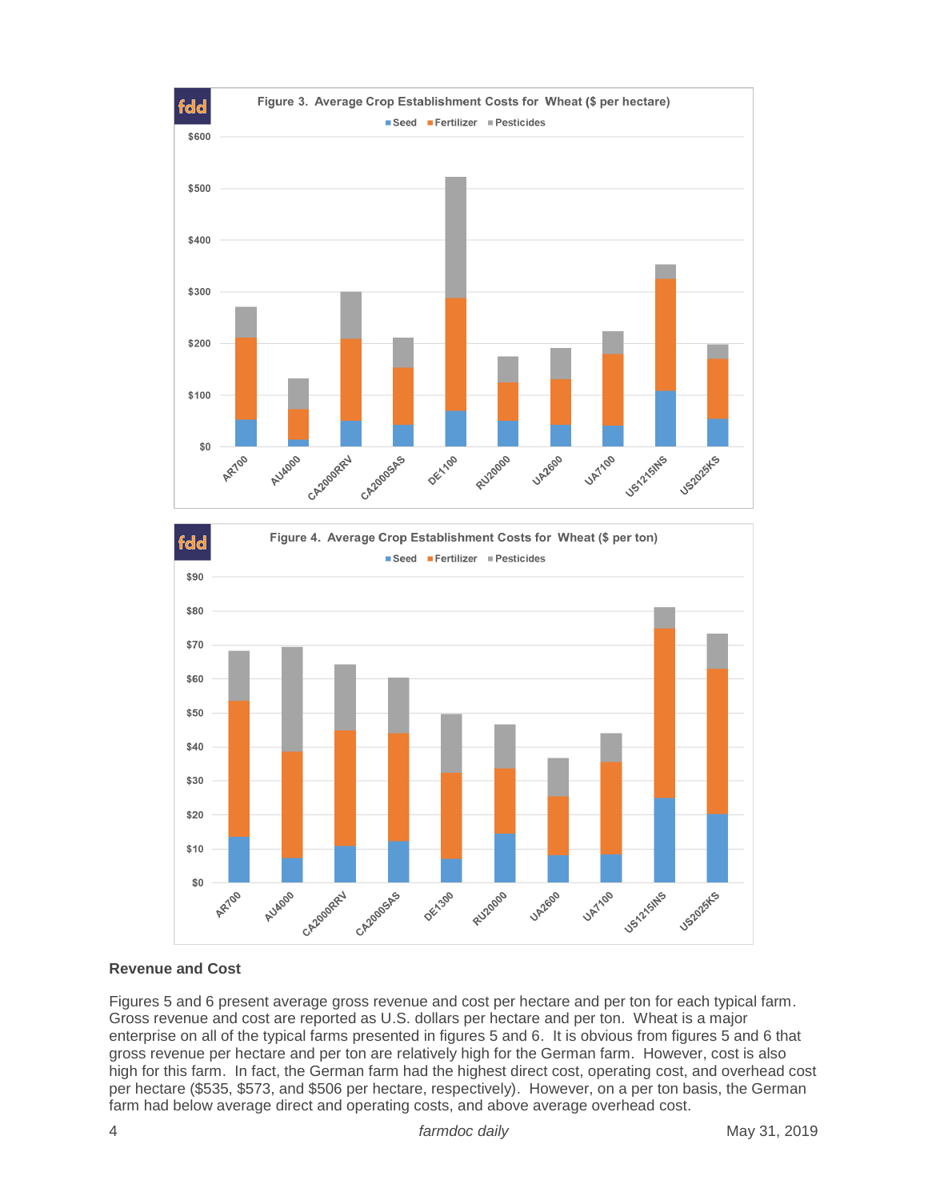Figure 3. Average Crop Establishment Costs for Wheat ($ per hectare)

Figure 4. Average Crop Establishment Costs for Wheat ($ per ton)

### Revenue and Cost

Figures 5 and 6 present average gross revenue and cost per hectare and per ton for each typical farm. Gross revenue and cost are reported as U.S. dollars per hectare and per ton. Wheat is a major enterprise on all of the typical farms presented in figures 5 and 6. It is obvious from figures 5 and 6 that gross revenue per hectare and per ton are relatively high for the German farm. However, cost is also high for this farm. In fact, the German farm had the highest direct cost, operating cost, and overhead cost per hectare ($535, $573, and $506 per hectare, respectively). However, on a per ton basis, the German farm had below average direct and operating costs, and above average overhead cost.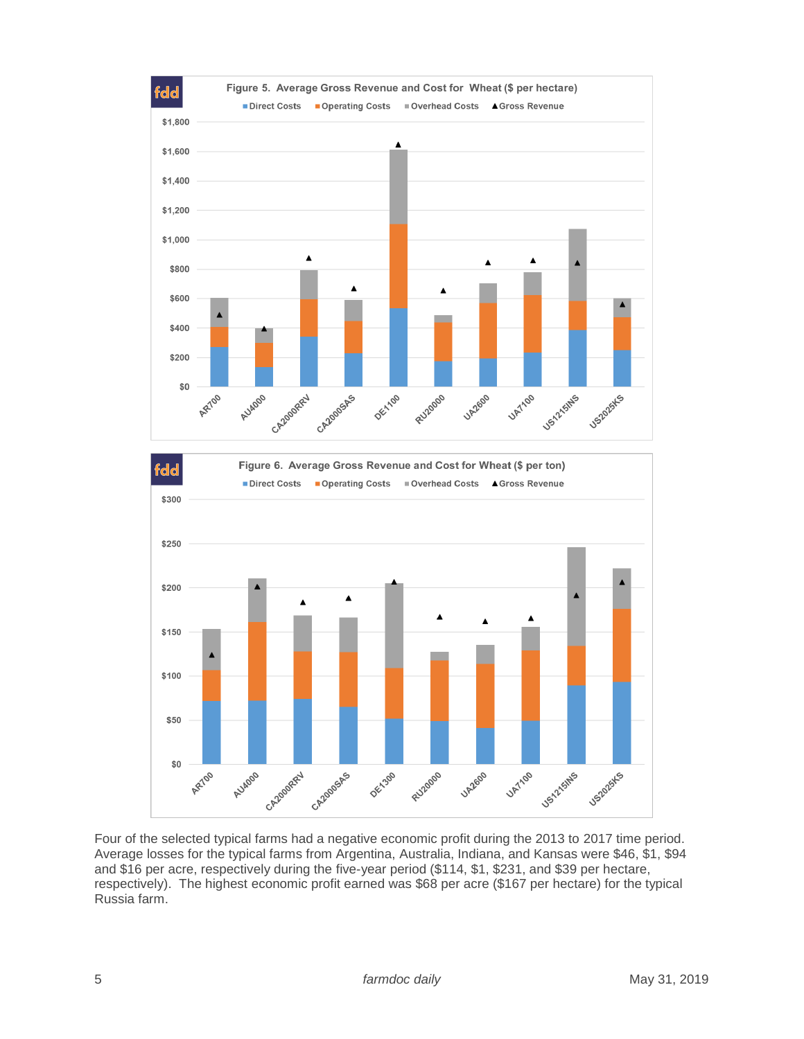Figure 5. Average Gross Revenue and Cost for Wheat ($ per hectare)

Figure 6. Average Gross Revenue and Cost for Wheat ($ per ton)

Four of the selected typical farms had a negative economic profit during the 2013 to 2017 time period. Average losses for the typical farms from Argentina, Australia, Indiana, and Kansas were $46, $1, $94 and $16 per acre, respectively during the five-year period ($114, $1, $231, and $39 per hectare, respectively). The highest economic profit earned was $68 per acre ($167 per hectare) for the typical Russia farm.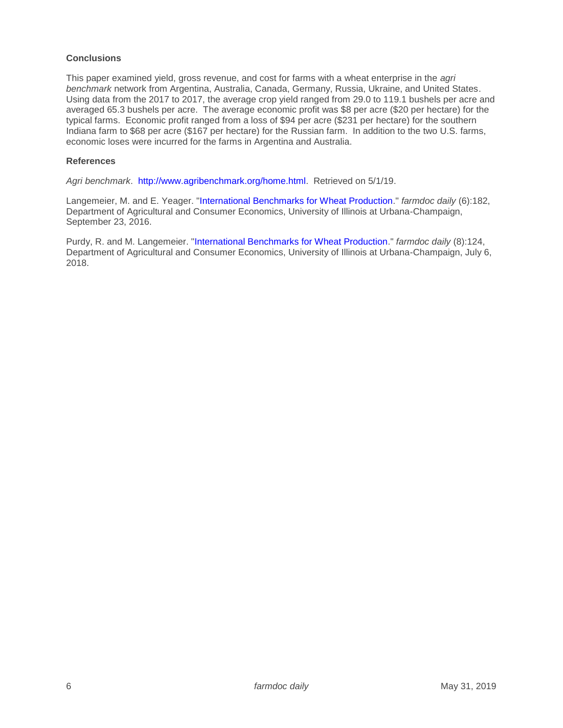## Conclusions

This paper examined yield, gross revenue, and cost for farms with a wheat enterprise in the *agri benchmark* network from Argentina, Australia, Canada, Germany, Russia, Ukraine, and United States. Using data from the 2017 to 2017, the average crop yield ranged from 29.0 to 119.1 bushels per acre and averaged 65.3 bushels per acre. The average economic profit was $8 per acre ($20 per hectare) for the typical farms. Economic profit ranged from a loss of $94 per acre ($231 per hectare) for the southern Indiana farm to $68 per acre ($167 per hectare) for the Russian farm. In addition to the two U.S. farms, economic loses were incurred for the farms in Argentina and Australia.

## References

*Agri benchmark*. http://www.agribenchmark.org/home.html. Retrieved on 5/1/19.

Langemeier, M. and E. Yeager. "International Benchmarks for Wheat Production." *farmdoc daily* (6):182, Department of Agricultural and Consumer Economics, University of Illinois at Urbana-Champaign, September 23, 2016.

Purdy, R. and M. Langemeier. "International Benchmarks for Wheat Production." *farmdoc daily* (8):124, Department of Agricultural and Consumer Economics, University of Illinois at Urbana-Champaign, July 6, 2018.